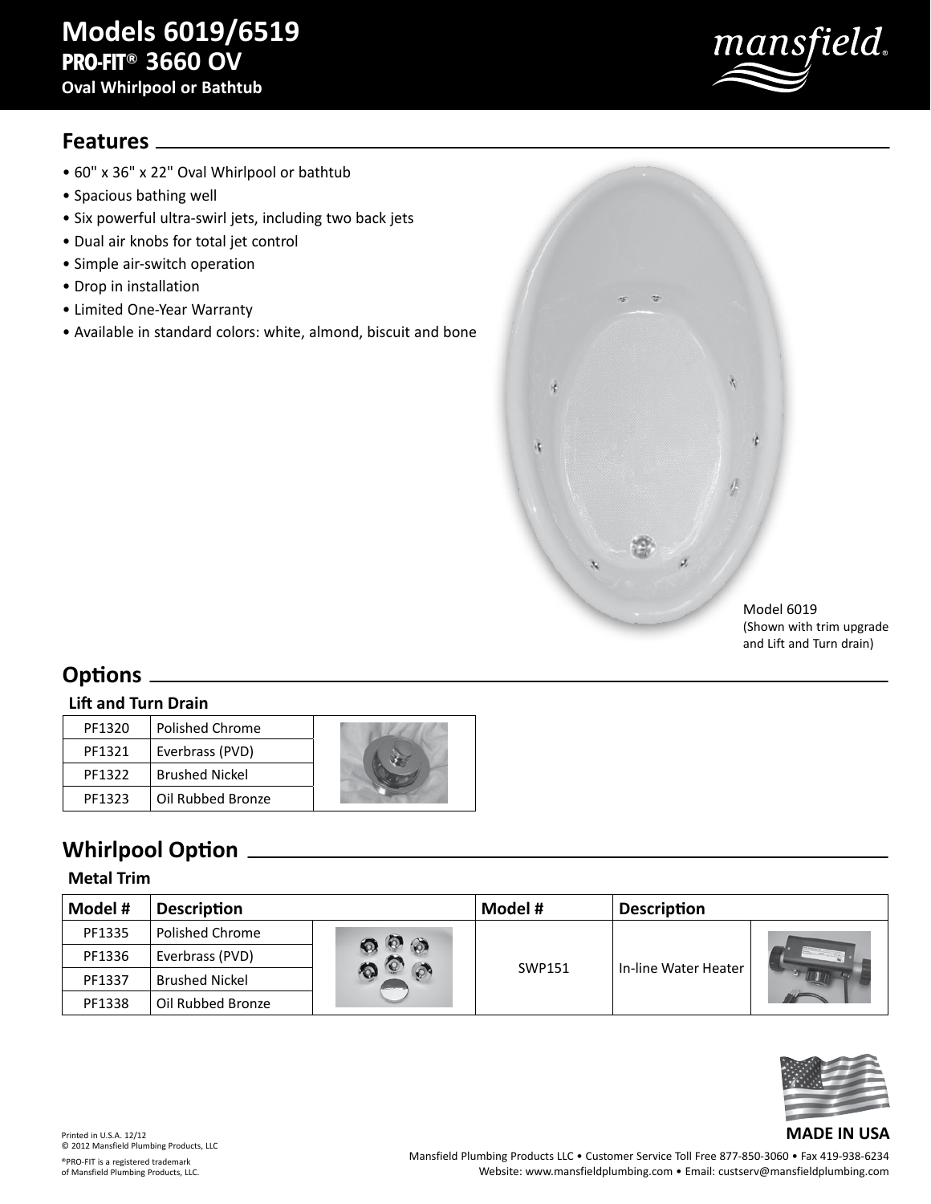# Models 6019/6519
## PRO-FIT® 3660 OV
### Oval Whirlpool or Bathtub

## Features

- 60" x 36" x 22" Oval Whirlpool or bathtub
- Spacious bathing well
- Six powerful ultra-swirl jets, including two back jets
- Dual air knobs for total jet control
- Simple air-switch operation
- Drop in installation
- Limited One-Year Warranty
- Available in standard colors: white, almond, biscuit and bone

Model 6019
(Shown with trim upgrade and Lift and Turn drain)

## Options

### Lift and Turn Drain

| | |
|---|---|
| PF1320 | Polished Chrome |
| PF1321 | Everbrass (PVD) |
| PF1322 | Brushed Nickel |
| PF1323 | Oil Rubbed Bronze |

## Whirlpool Option

### Metal Trim

| Model # | Description | Model # | Description |
|---|---|---|---|
| PF1335 | Polished Chrome | SWP151 | In-line Water Heater |
| PF1336 | Everbrass (PVD) | | |
| PF1337 | Brushed Nickel | | |
| PF1338 | Oil Rubbed Bronze | | |

**MADE IN USA**

Printed in U.S.A. 12/12
© 2012 Mansfield Plumbing Products, LLC

®PRO-FIT is a registered trademark of Mansfield Plumbing Products, LLC.

Mansfield Plumbing Products LLC • Customer Service Toll Free 877-850-3060 • Fax 419-938-6234
Website: www.mansfieldplumbing.com • Email: custserv@mansfieldplumbing.com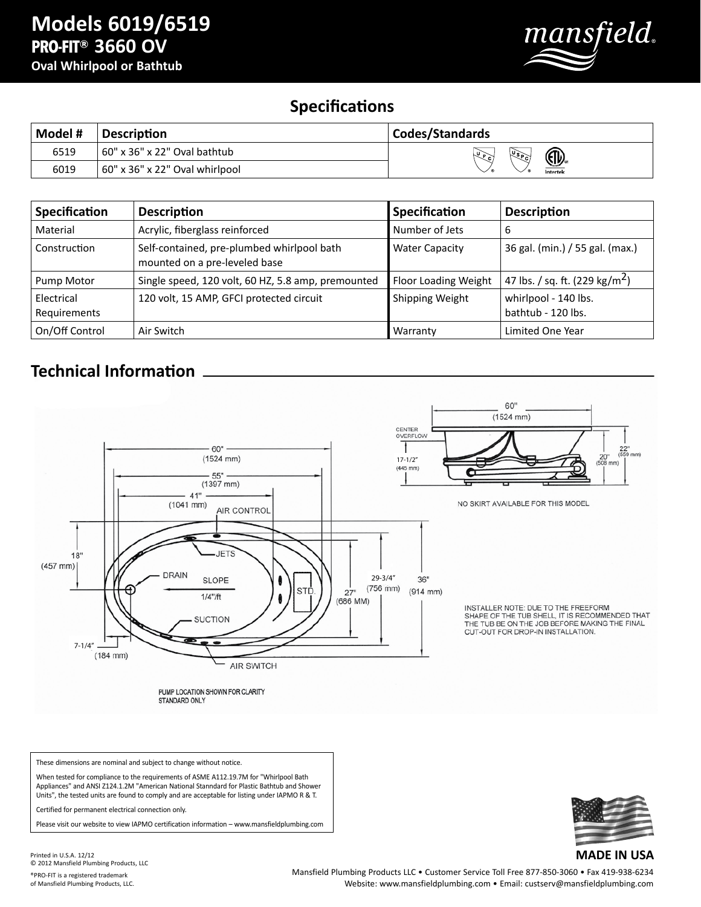# Models 6019/6519
## PRO-FIT® 3660 OV
### Oval Whirlpool or Bathtub

mansfield®

## Specifications

| Model # | Description | Codes/Standards |
|---|---|---|
| 6519 | 60" x 36" x 22" Oval bathtub | UPC, USPC, ETL Intertek |
| 6019 | 60" x 36" x 22" Oval whirlpool | |

| Specification | Description | Specification | Description |
|---|---|---|---|
| Material | Acrylic, fiberglass reinforced | Number of Jets | 6 |
| Construction | Self-contained, pre-plumbed whirlpool bath mounted on a pre-leveled base | Water Capacity | 36 gal. (min.) / 55 gal. (max.) |
| Pump Motor | Single speed, 120 volt, 60 HZ, 5.8 amp, premounted | Floor Loading Weight | 47 lbs. / sq. ft. (229 kg/$m^2$) |
| Electrical Requirements | 120 volt, 15 AMP, GFCI protected circuit | Shipping Weight | whirlpool - 140 lbs. bathtub - 120 lbs. |
| On/Off Control | Air Switch | Warranty | Limited One Year |

## Technical Information

60" (1524 mm)
55" (1397 mm)
41" (1041 mm)
AIR CONTROL
JETS
18" (457 mm)
DRAIN
SLOPE
1/4"/ft
STD.
SUCTION
7-1/4" (184 mm)
AIR SWITCH
27" (686 MM)
29-3/4" (756 mm)
36" (914 mm)
PUMP LOCATION SHOWN FOR CLARITY
STANDARD ONLY

60" (1524 mm)
CENTER OVERFLOW
17-1/2" (445 mm)
22" (559 mm)
20" (508 mm)
NO SKIRT AVAILABLE FOR THIS MODEL

INSTALLER NOTE: DUE TO THE FREEFORM SHAPE OF THE TUB SHELL, IT IS RECOMMENDED THAT THE TUB BE ON THE JOB BEFORE MAKING THE FINAL CUT-OUT FOR DROP-IN INSTALLATION.

These dimensions are nominal and subject to change without notice.

When tested for compliance to the requirements of ASME A112.19.7M for "Whirlpool Bath Appliances" and ANSI Z124.1.2M "American National Stanndard for Plastic Bathtub and Shower Units", the tested units are found to comply and are acceptable for listing under IAPMO R & T.

Certified for permanent electrical connection only.

Please visit our website to view IAPMO certification information – www.mansfieldplumbing.com

MADE IN USA

Printed in U.S.A. 12/12
© 2012 Mansfield Plumbing Products, LLC

®PRO-FIT is a registered trademark of Mansfield Plumbing Products, LLC.

Mansfield Plumbing Products LLC • Customer Service Toll Free 877-850-3060 • Fax 419-938-6234
Website: www.mansfieldplumbing.com • Email: custserv@mansfieldplumbing.com